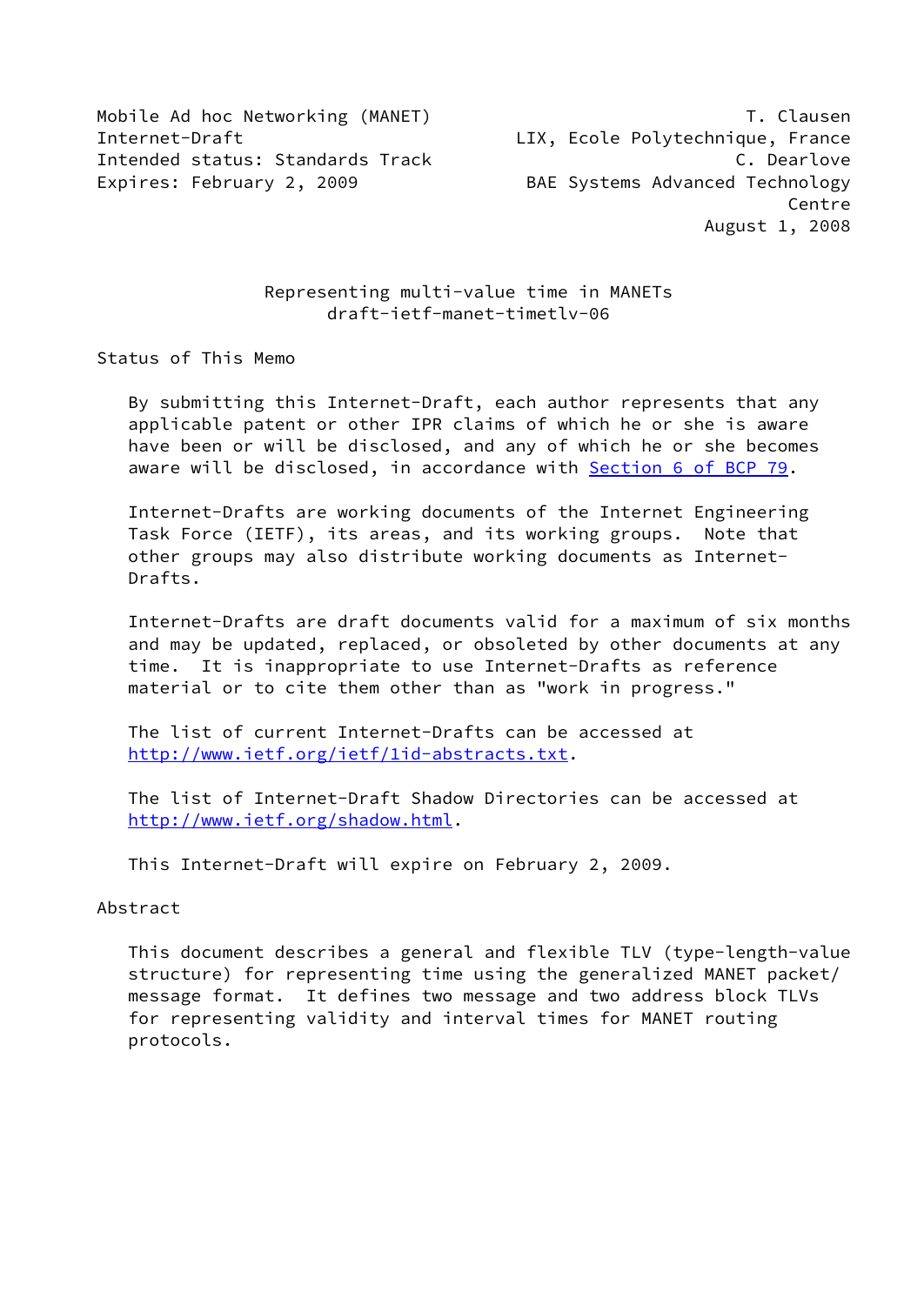Mobile Ad hoc Networking (MANET) T. Clausen
Internet-Draft LIX, Ecole Polytechnique, France
Intended status: Standards Track C. Dearlove
Expires: February 2, 2009 BAE Systems Advanced Technology Centre
August 1, 2008

# Representing multi-value time in MANETs
draft-ietf-manet-timetlv-06

## Status of This Memo

By submitting this Internet-Draft, each author represents that any applicable patent or other IPR claims of which he or she is aware have been or will be disclosed, and any of which he or she becomes aware will be disclosed, in accordance with Section 6 of BCP 79.

Internet-Drafts are working documents of the Internet Engineering Task Force (IETF), its areas, and its working groups. Note that other groups may also distribute working documents as Internet-Drafts.

Internet-Drafts are draft documents valid for a maximum of six months and may be updated, replaced, or obsoleted by other documents at any time. It is inappropriate to use Internet-Drafts as reference material or to cite them other than as "work in progress."

The list of current Internet-Drafts can be accessed at http://www.ietf.org/ietf/1id-abstracts.txt.

The list of Internet-Draft Shadow Directories can be accessed at http://www.ietf.org/shadow.html.

This Internet-Draft will expire on February 2, 2009.

## Abstract

This document describes a general and flexible TLV (type-length-value structure) for representing time using the generalized MANET packet/message format. It defines two message and two address block TLVs for representing validity and interval times for MANET routing protocols.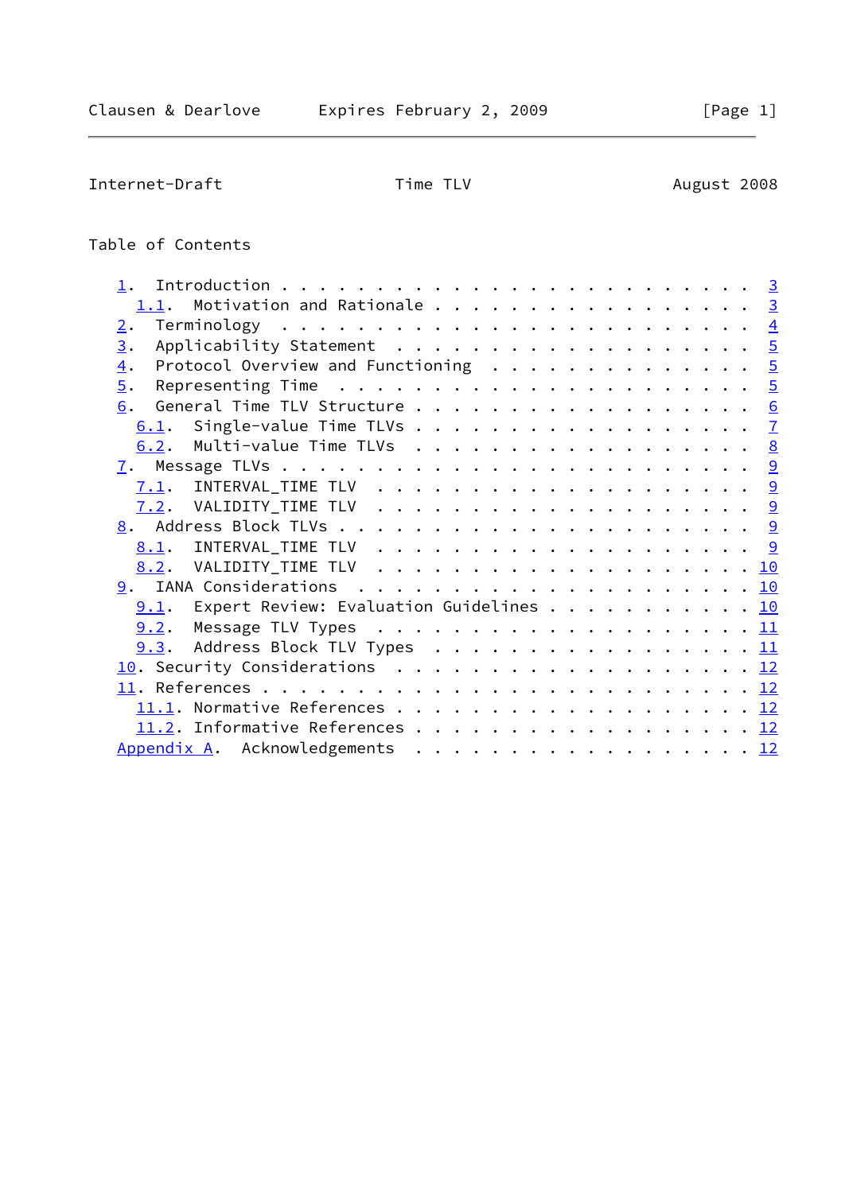Table of Contents

- 1. Introduction . . . . . . . . . . . . . . . . . . . . . . . . . 3
  - 1.1. Motivation and Rationale . . . . . . . . . . . . . . . . . 3
- 2. Terminology . . . . . . . . . . . . . . . . . . . . . . . . . 4
- 3. Applicability Statement . . . . . . . . . . . . . . . . . . . 5
- 4. Protocol Overview and Functioning . . . . . . . . . . . . . . 5
- 5. Representing Time . . . . . . . . . . . . . . . . . . . . . . 5
- 6. General Time TLV Structure . . . . . . . . . . . . . . . . . . 6
  - 6.1. Single-value Time TLVs . . . . . . . . . . . . . . . . . . 7
  - 6.2. Multi-value Time TLVs . . . . . . . . . . . . . . . . . . 8
- 7. Message TLVs . . . . . . . . . . . . . . . . . . . . . . . . . 9
  - 7.1. INTERVAL_TIME TLV . . . . . . . . . . . . . . . . . . . . 9
  - 7.2. VALIDITY_TIME TLV . . . . . . . . . . . . . . . . . . . . 9
- 8. Address Block TLVs . . . . . . . . . . . . . . . . . . . . . . 9
  - 8.1. INTERVAL_TIME TLV . . . . . . . . . . . . . . . . . . . . 9
  - 8.2. VALIDITY_TIME TLV . . . . . . . . . . . . . . . . . . . . 10
- 9. IANA Considerations . . . . . . . . . . . . . . . . . . . . . 10
  - 9.1. Expert Review: Evaluation Guidelines . . . . . . . . . . . 10
  - 9.2. Message TLV Types . . . . . . . . . . . . . . . . . . . . 11
  - 9.3. Address Block TLV Types . . . . . . . . . . . . . . . . . 11
- 10. Security Considerations . . . . . . . . . . . . . . . . . . . 12
- 11. References . . . . . . . . . . . . . . . . . . . . . . . . . . 12
  - 11.1. Normative References . . . . . . . . . . . . . . . . . . . 12
  - 11.2. Informative References . . . . . . . . . . . . . . . . . . 12
- Appendix A. Acknowledgements . . . . . . . . . . . . . . . . . . 12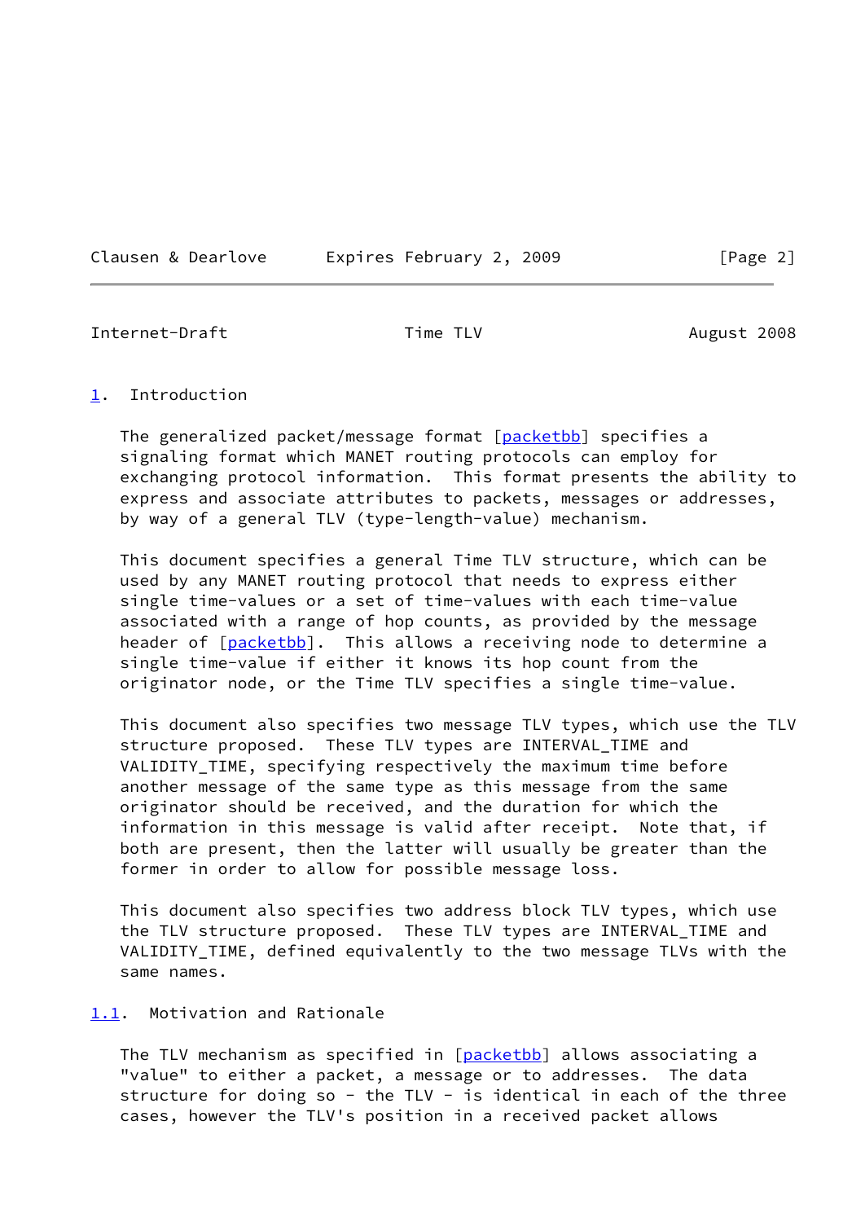# 1. Introduction

The generalized packet/message format [packetbb] specifies a signaling format which MANET routing protocols can employ for exchanging protocol information. This format presents the ability to express and associate attributes to packets, messages or addresses, by way of a general TLV (type-length-value) mechanism.

This document specifies a general Time TLV structure, which can be used by any MANET routing protocol that needs to express either single time-values or a set of time-values with each time-value associated with a range of hop counts, as provided by the message header of [packetbb]. This allows a receiving node to determine a single time-value if either it knows its hop count from the originator node, or the Time TLV specifies a single time-value.

This document also specifies two message TLV types, which use the TLV structure proposed. These TLV types are INTERVAL_TIME and VALIDITY_TIME, specifying respectively the maximum time before another message of the same type as this message from the same originator should be received, and the duration for which the information in this message is valid after receipt. Note that, if both are present, then the latter will usually be greater than the former in order to allow for possible message loss.

This document also specifies two address block TLV types, which use the TLV structure proposed. These TLV types are INTERVAL_TIME and VALIDITY_TIME, defined equivalently to the two message TLVs with the same names.

## 1.1. Motivation and Rationale

The TLV mechanism as specified in [packetbb] allows associating a "value" to either a packet, a message or to addresses. The data structure for doing so - the TLV - is identical in each of the three cases, however the TLV's position in a received packet allows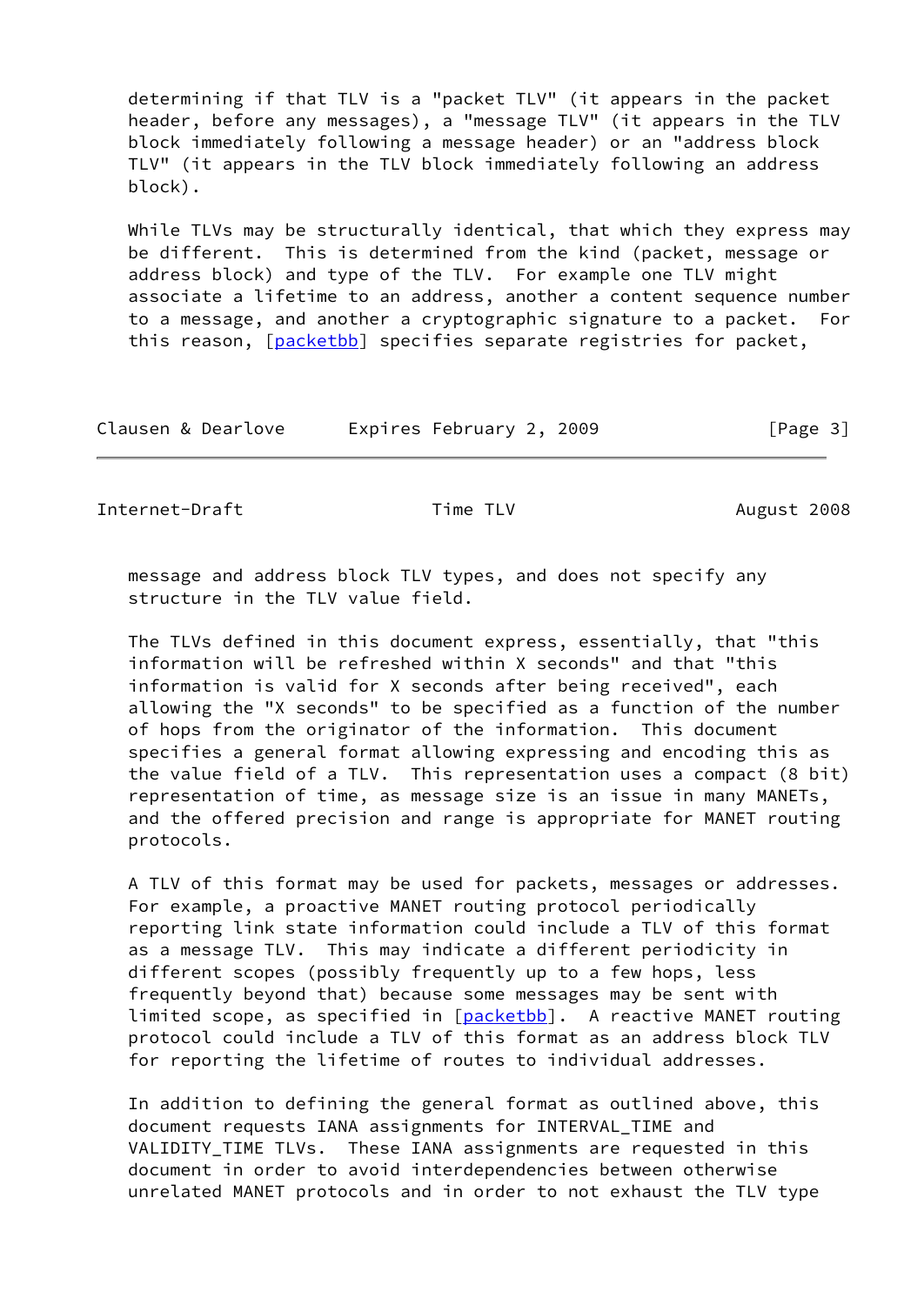determining if that TLV is a "packet TLV" (it appears in the packet header, before any messages), a "message TLV" (it appears in the TLV block immediately following a message header) or an "address block TLV" (it appears in the TLV block immediately following an address block).

While TLVs may be structurally identical, that which they express may be different. This is determined from the kind (packet, message or address block) and type of the TLV. For example one TLV might associate a lifetime to an address, another a content sequence number to a message, and another a cryptographic signature to a packet. For this reason, [packetbb] specifies separate registries for packet, message and address block TLV types, and does not specify any structure in the TLV value field.

The TLVs defined in this document express, essentially, that "this information will be refreshed within X seconds" and that "this information is valid for X seconds after being received", each allowing the "X seconds" to be specified as a function of the number of hops from the originator of the information. This document specifies a general format allowing expressing and encoding this as the value field of a TLV. This representation uses a compact (8 bit) representation of time, as message size is an issue in many MANETs, and the offered precision and range is appropriate for MANET routing protocols.

A TLV of this format may be used for packets, messages or addresses. For example, a proactive MANET routing protocol periodically reporting link state information could include a TLV of this format as a message TLV. This may indicate a different periodicity in different scopes (possibly frequently up to a few hops, less frequently beyond that) because some messages may be sent with limited scope, as specified in [packetbb]. A reactive MANET routing protocol could include a TLV of this format as an address block TLV for reporting the lifetime of routes to individual addresses.

In addition to defining the general format as outlined above, this document requests IANA assignments for INTERVAL_TIME and VALIDITY_TIME TLVs. These IANA assignments are requested in this document in order to avoid interdependencies between otherwise unrelated MANET protocols and in order to not exhaust the TLV type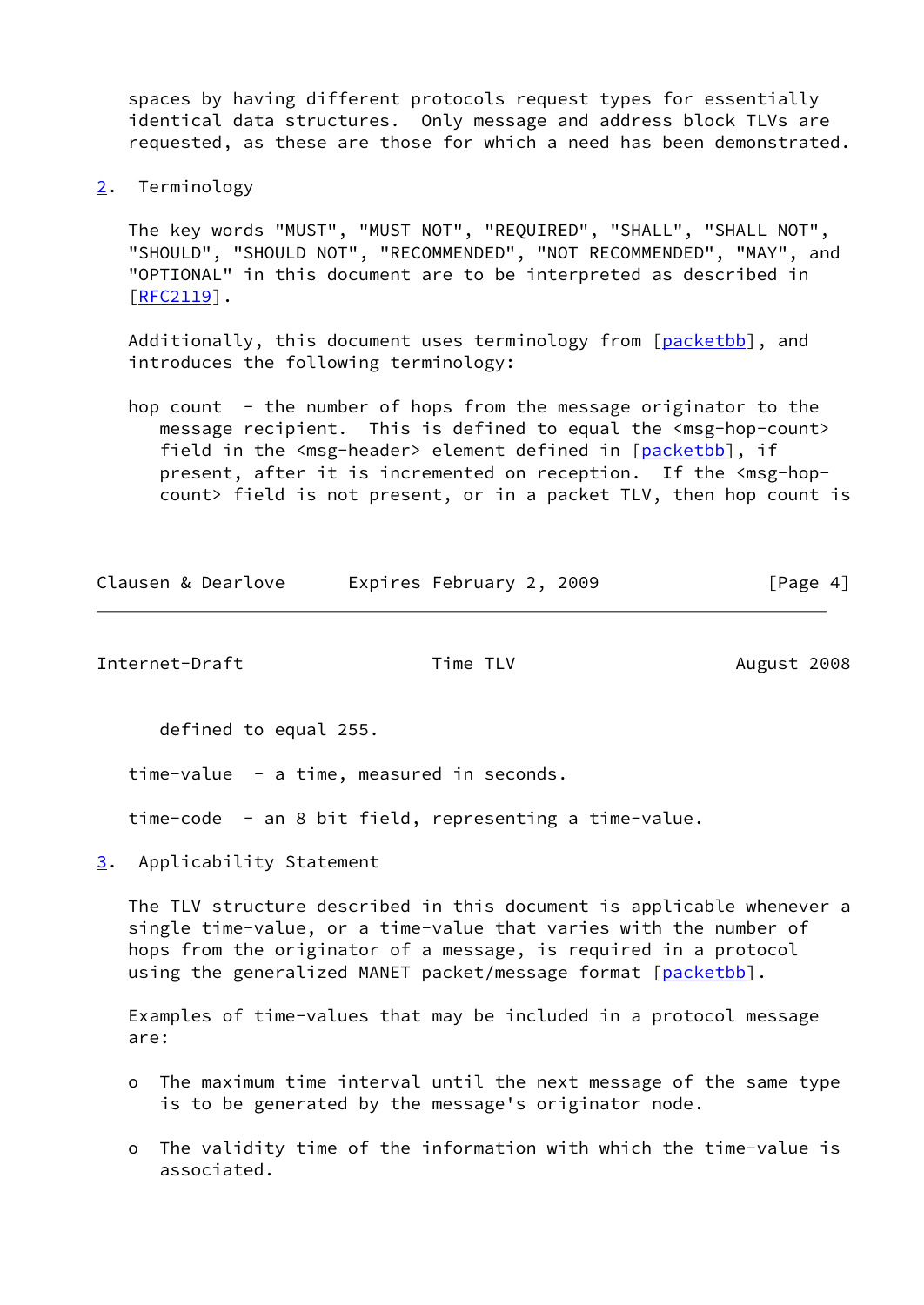spaces by having different protocols request types for essentially identical data structures. Only message and address block TLVs are requested, as these are those for which a need has been demonstrated.

## 2. Terminology

The key words "MUST", "MUST NOT", "REQUIRED", "SHALL", "SHALL NOT", "SHOULD", "SHOULD NOT", "RECOMMENDED", "NOT RECOMMENDED", "MAY", and "OPTIONAL" in this document are to be interpreted as described in [RFC2119].

Additionally, this document uses terminology from [packetbb], and introduces the following terminology:

hop count - the number of hops from the message originator to the message recipient. This is defined to equal the <msg-hop-count> field in the <msg-header> element defined in [packetbb], if present, after it is incremented on reception. If the <msg-hop-count> field is not present, or in a packet TLV, then hop count is defined to equal 255.

time-value - a time, measured in seconds.

time-code - an 8 bit field, representing a time-value.

## 3. Applicability Statement

The TLV structure described in this document is applicable whenever a single time-value, or a time-value that varies with the number of hops from the originator of a message, is required in a protocol using the generalized MANET packet/message format [packetbb].

Examples of time-values that may be included in a protocol message are:

- The maximum time interval until the next message of the same type is to be generated by the message's originator node.
- The validity time of the information with which the time-value is associated.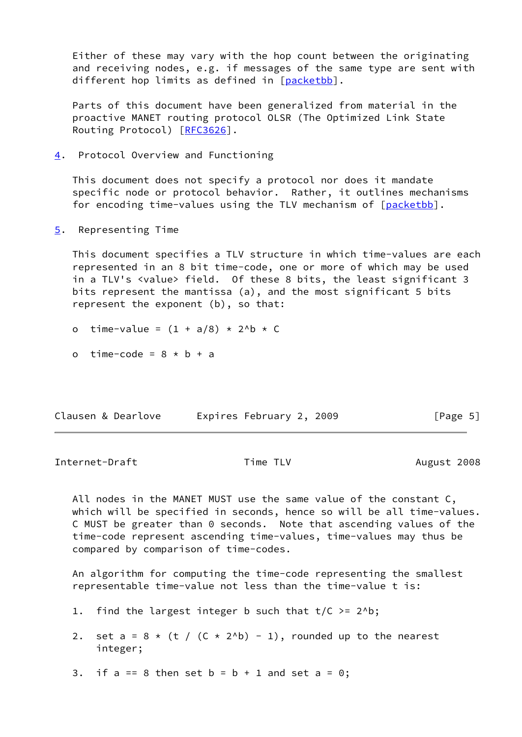Either of these may vary with the hop count between the originating and receiving nodes, e.g. if messages of the same type are sent with different hop limits as defined in [packetbb].

Parts of this document have been generalized from material in the proactive MANET routing protocol OLSR (The Optimized Link State Routing Protocol) [RFC3626].

## 4. Protocol Overview and Functioning

This document does not specify a protocol nor does it mandate specific node or protocol behavior. Rather, it outlines mechanisms for encoding time-values using the TLV mechanism of [packetbb].

## 5. Representing Time

This document specifies a TLV structure in which time-values are each represented in an 8 bit time-code, one or more of which may be used in a TLV's <value> field. Of these 8 bits, the least significant 3 bits represent the mantissa (a), and the most significant 5 bits represent the exponent (b), so that:

- time-value = $(1 + a/8) * 2^b * C$
- time-code = $8 * b + a$

All nodes in the MANET MUST use the same value of the constant C, which will be specified in seconds, hence so will be all time-values. C MUST be greater than 0 seconds. Note that ascending values of the time-code represent ascending time-values, time-values may thus be compared by comparison of time-codes.

An algorithm for computing the time-code representing the smallest representable time-value not less than the time-value t is:

1. find the largest integer b such that $t/C \geq 2^b$;
2. set $a = 8 * (t / (C * 2^b) - 1)$, rounded up to the nearest integer;
3. if a == 8 then set b = b + 1 and set a = 0;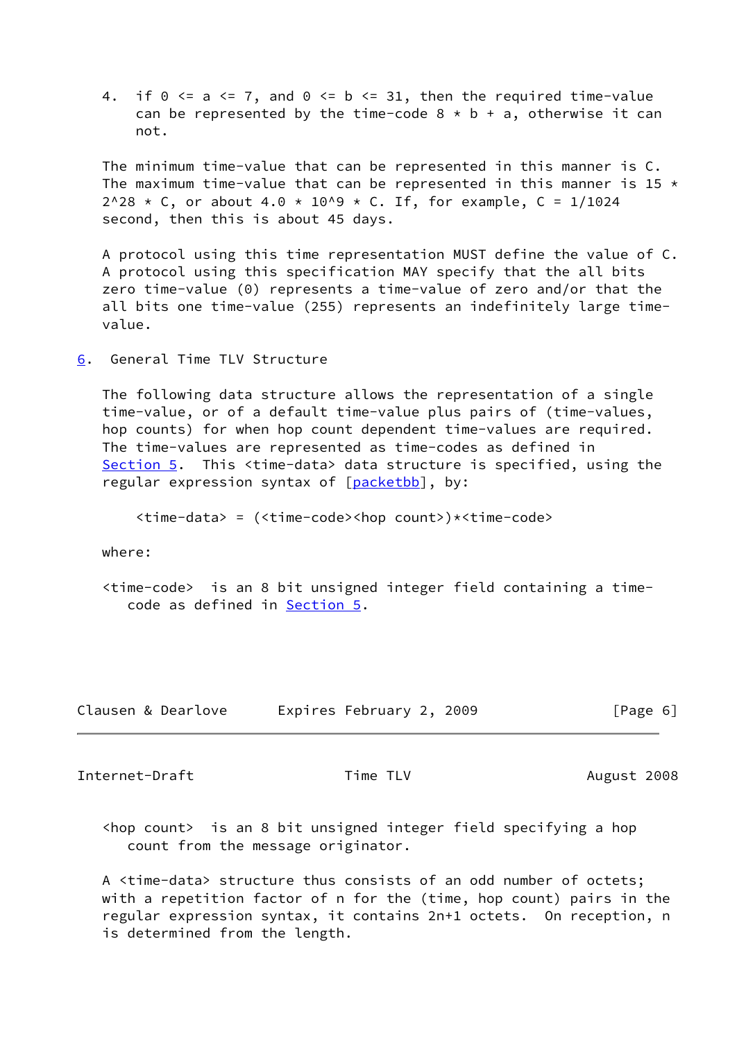4. if $0 <= a <= 7$, and $0 <= b <= 31$, then the required time-value can be represented by the time-code $8 * b + a$, otherwise it can not.

The minimum time-value that can be represented in this manner is C. The maximum time-value that can be represented in this manner is $15 * 2^{28} * C$, or about $4.0 * 10^9 * C$. If, for example, $C = 1/1024$ second, then this is about 45 days.

A protocol using this time representation MUST define the value of C. A protocol using this specification MAY specify that the all bits zero time-value (0) represents a time-value of zero and/or that the all bits one time-value (255) represents an indefinitely large time-value.

## 6. General Time TLV Structure

The following data structure allows the representation of a single time-value, or of a default time-value plus pairs of (time-values, hop counts) for when hop count dependent time-values are required. The time-values are represented as time-codes as defined in Section 5. This <time-data> data structure is specified, using the regular expression syntax of [packetbb], by:

```
<time-data> = (<time-code><hop count>)*<time-code>
```

where:

<time-code> is an 8 bit unsigned integer field containing a time-code as defined in Section 5.

<hop count> is an 8 bit unsigned integer field specifying a hop count from the message originator.

A <time-data> structure thus consists of an odd number of octets; with a repetition factor of n for the (time, hop count) pairs in the regular expression syntax, it contains 2n+1 octets. On reception, n is determined from the length.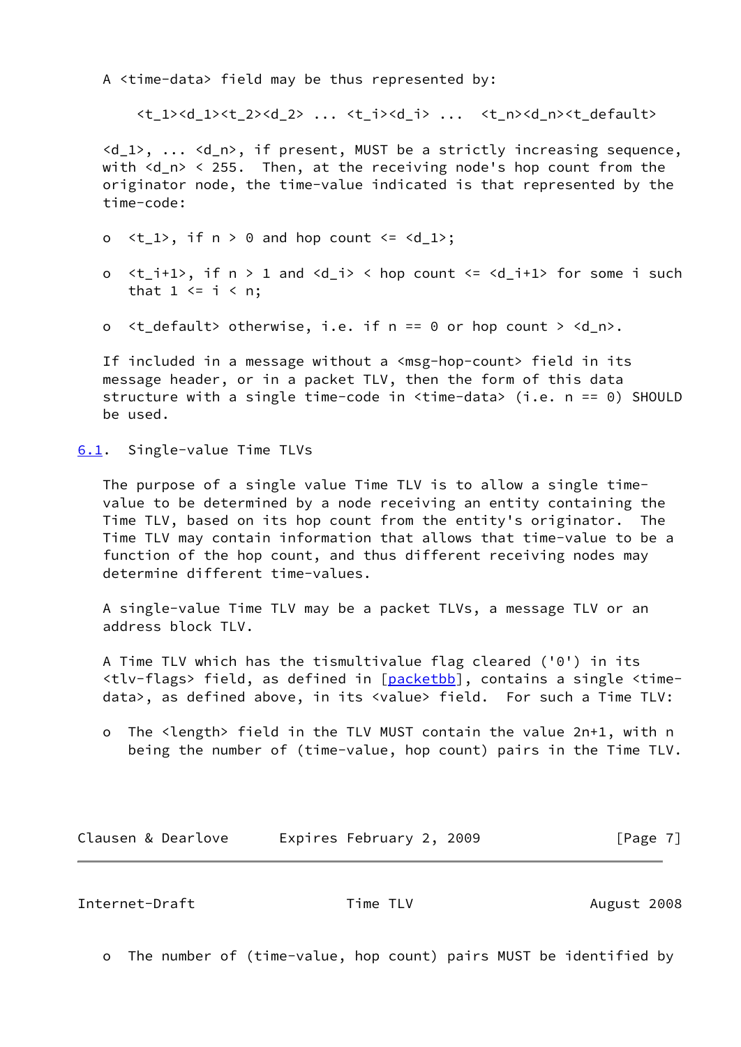A <time-data> field may be thus represented by:

```
<t_1><d_1><t_2><d_2> ... <t_i><d_i> ...  <t_n><d_n><t_default>
```

<d_1>, ... <d_n>, if present, MUST be a strictly increasing sequence, with <d_n> < 255. Then, at the receiving node's hop count from the originator node, the time-value indicated is that represented by the time-code:

- <t_1>, if n > 0 and hop count <= <d_1>;
- <t_i+1>, if n > 1 and <d_i> < hop count <= <d_i+1> for some i such that 1 <= i < n;
- <t_default> otherwise, i.e. if n == 0 or hop count > <d_n>.

If included in a message without a <msg-hop-count> field in its message header, or in a packet TLV, then the form of this data structure with a single time-code in <time-data> (i.e. n == 0) SHOULD be used.

## 6.1. Single-value Time TLVs

The purpose of a single value Time TLV is to allow a single time-value to be determined by a node receiving an entity containing the Time TLV, based on its hop count from the entity's originator. The Time TLV may contain information that allows that time-value to be a function of the hop count, and thus different receiving nodes may determine different time-values.

A single-value Time TLV may be a packet TLVs, a message TLV or an address block TLV.

A Time TLV which has the tismultivalue flag cleared ('0') in its <tlv-flags> field, as defined in [packetbb], contains a single <time-data>, as defined above, in its <value> field. For such a Time TLV:

- The <length> field in the TLV MUST contain the value 2n+1, with n being the number of (time-value, hop count) pairs in the Time TLV.
- The number of (time-value, hop count) pairs MUST be identified by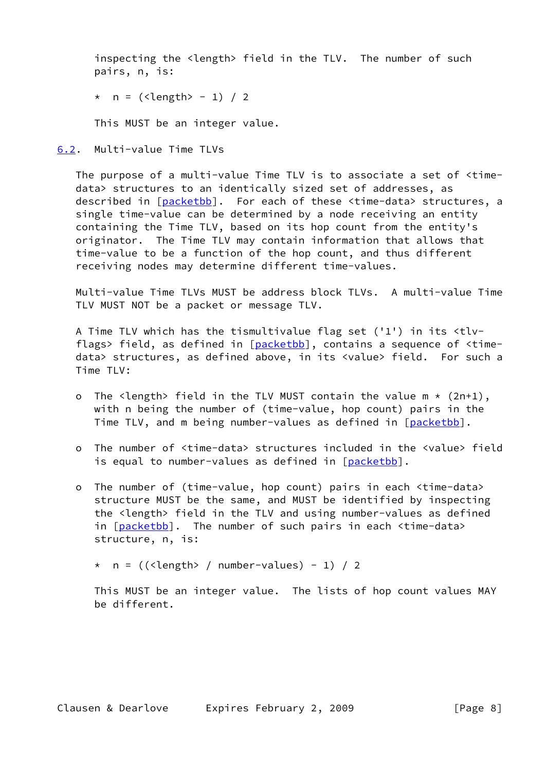inspecting the <length> field in the TLV. The number of such pairs, n, is:

* $n = (\text{<length>} - 1) / 2$

This MUST be an integer value.

### 6.2. Multi-value Time TLVs

The purpose of a multi-value Time TLV is to associate a set of <time-data> structures to an identically sized set of addresses, as described in [packetbb]. For each of these <time-data> structures, a single time-value can be determined by a node receiving an entity containing the Time TLV, based on its hop count from the entity's originator. The Time TLV may contain information that allows that time-value to be a function of the hop count, and thus different receiving nodes may determine different time-values.

Multi-value Time TLVs MUST be address block TLVs. A multi-value Time TLV MUST NOT be a packet or message TLV.

A Time TLV which has the tismultivalue flag set ('1') in its <tlv-flags> field, as defined in [packetbb], contains a sequence of <time-data> structures, as defined above, in its <value> field. For such a Time TLV:

- The <length> field in the TLV MUST contain the value $m * (2n+1)$, with n being the number of (time-value, hop count) pairs in the Time TLV, and m being number-values as defined in [packetbb].
- The number of <time-data> structures included in the <value> field is equal to number-values as defined in [packetbb].
- The number of (time-value, hop count) pairs in each <time-data> structure MUST be the same, and MUST be identified by inspecting the <length> field in the TLV and using number-values as defined in [packetbb]. The number of such pairs in each <time-data> structure, n, is:

  * $n = ((\text{<length>} / \text{number-values}) - 1) / 2$

  This MUST be an integer value. The lists of hop count values MAY be different.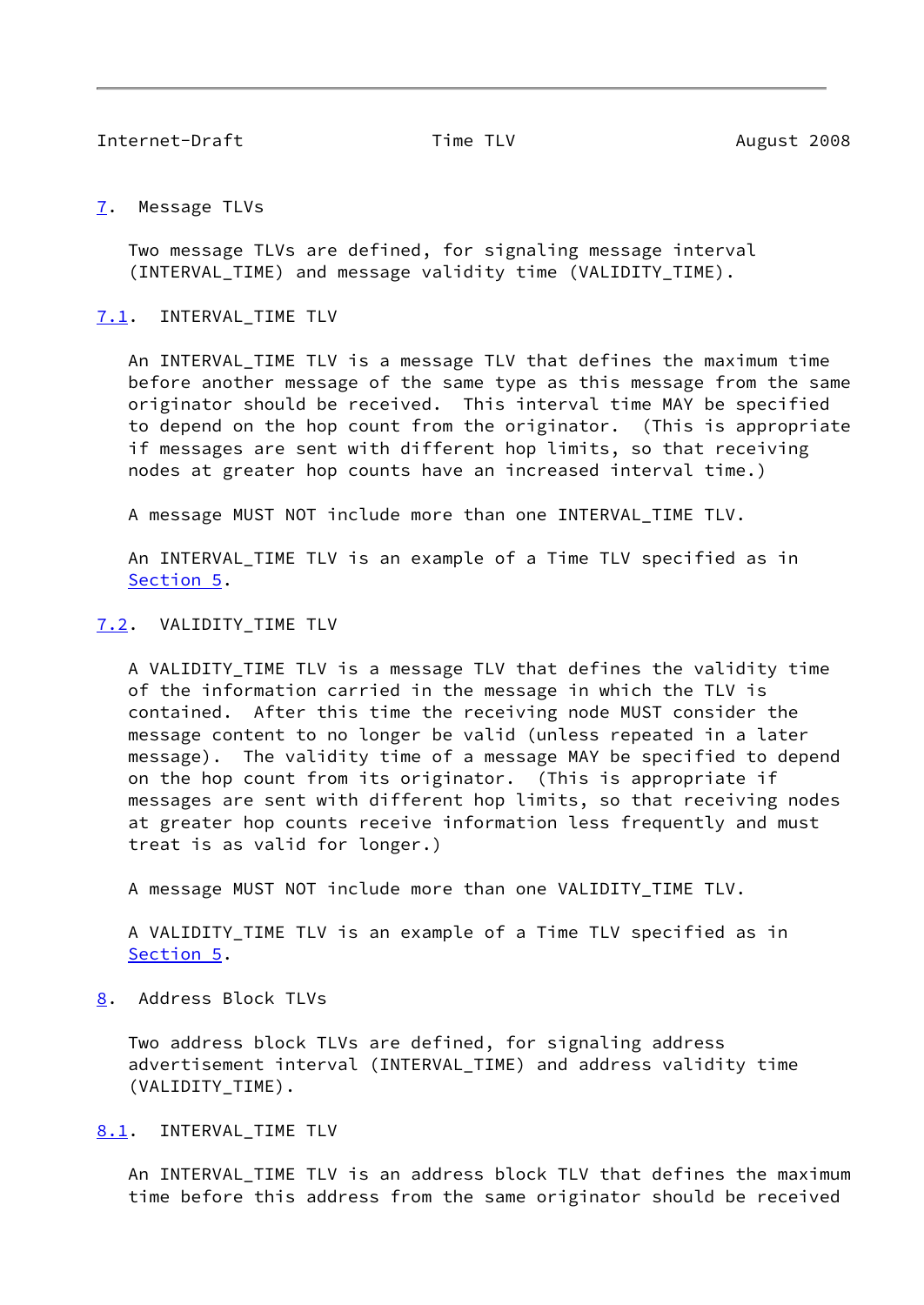## 7. Message TLVs

Two message TLVs are defined, for signaling message interval (INTERVAL_TIME) and message validity time (VALIDITY_TIME).

### 7.1. INTERVAL_TIME TLV

An INTERVAL_TIME TLV is a message TLV that defines the maximum time before another message of the same type as this message from the same originator should be received. This interval time MAY be specified to depend on the hop count from the originator. (This is appropriate if messages are sent with different hop limits, so that receiving nodes at greater hop counts have an increased interval time.)

A message MUST NOT include more than one INTERVAL_TIME TLV.

An INTERVAL_TIME TLV is an example of a Time TLV specified as in Section 5.

### 7.2. VALIDITY_TIME TLV

A VALIDITY_TIME TLV is a message TLV that defines the validity time of the information carried in the message in which the TLV is contained. After this time the receiving node MUST consider the message content to no longer be valid (unless repeated in a later message). The validity time of a message MAY be specified to depend on the hop count from its originator. (This is appropriate if messages are sent with different hop limits, so that receiving nodes at greater hop counts receive information less frequently and must treat is as valid for longer.)

A message MUST NOT include more than one VALIDITY_TIME TLV.

A VALIDITY_TIME TLV is an example of a Time TLV specified as in Section 5.

## 8. Address Block TLVs

Two address block TLVs are defined, for signaling address advertisement interval (INTERVAL_TIME) and address validity time (VALIDITY_TIME).

### 8.1. INTERVAL_TIME TLV

An INTERVAL_TIME TLV is an address block TLV that defines the maximum time before this address from the same originator should be received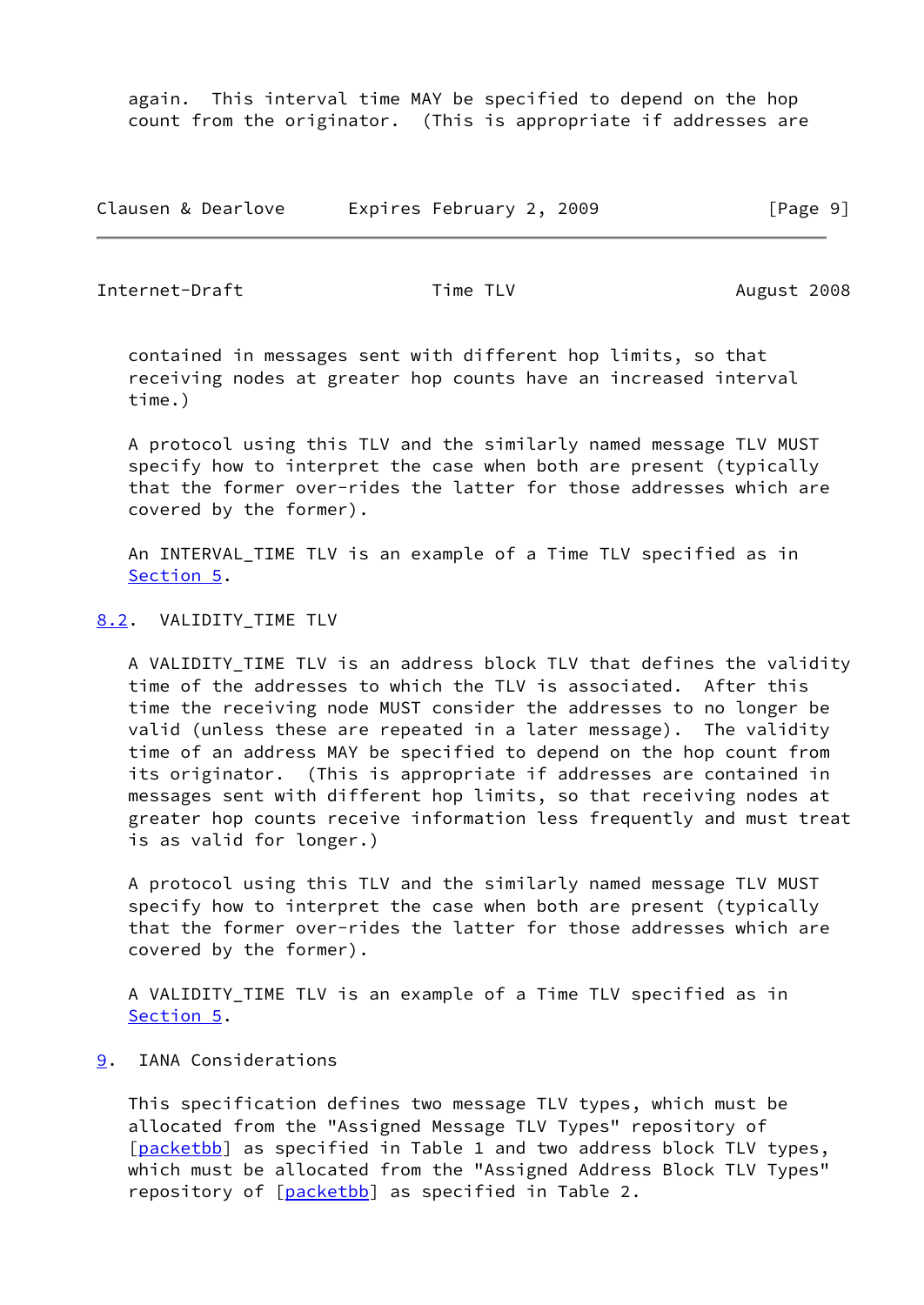again. This interval time MAY be specified to depend on the hop count from the originator. (This is appropriate if addresses are contained in messages sent with different hop limits, so that receiving nodes at greater hop counts have an increased interval time.)

A protocol using this TLV and the similarly named message TLV MUST specify how to interpret the case when both are present (typically that the former over-rides the latter for those addresses which are covered by the former).

An INTERVAL_TIME TLV is an example of a Time TLV specified as in Section 5.

### 8.2. VALIDITY_TIME TLV

A VALIDITY_TIME TLV is an address block TLV that defines the validity time of the addresses to which the TLV is associated. After this time the receiving node MUST consider the addresses to no longer be valid (unless these are repeated in a later message). The validity time of an address MAY be specified to depend on the hop count from its originator. (This is appropriate if addresses are contained in messages sent with different hop limits, so that receiving nodes at greater hop counts receive information less frequently and must treat is as valid for longer.)

A protocol using this TLV and the similarly named message TLV MUST specify how to interpret the case when both are present (typically that the former over-rides the latter for those addresses which are covered by the former).

A VALIDITY_TIME TLV is an example of a Time TLV specified as in Section 5.

## 9. IANA Considerations

This specification defines two message TLV types, which must be allocated from the "Assigned Message TLV Types" repository of [packetbb] as specified in Table 1 and two address block TLV types, which must be allocated from the "Assigned Address Block TLV Types" repository of [packetbb] as specified in Table 2.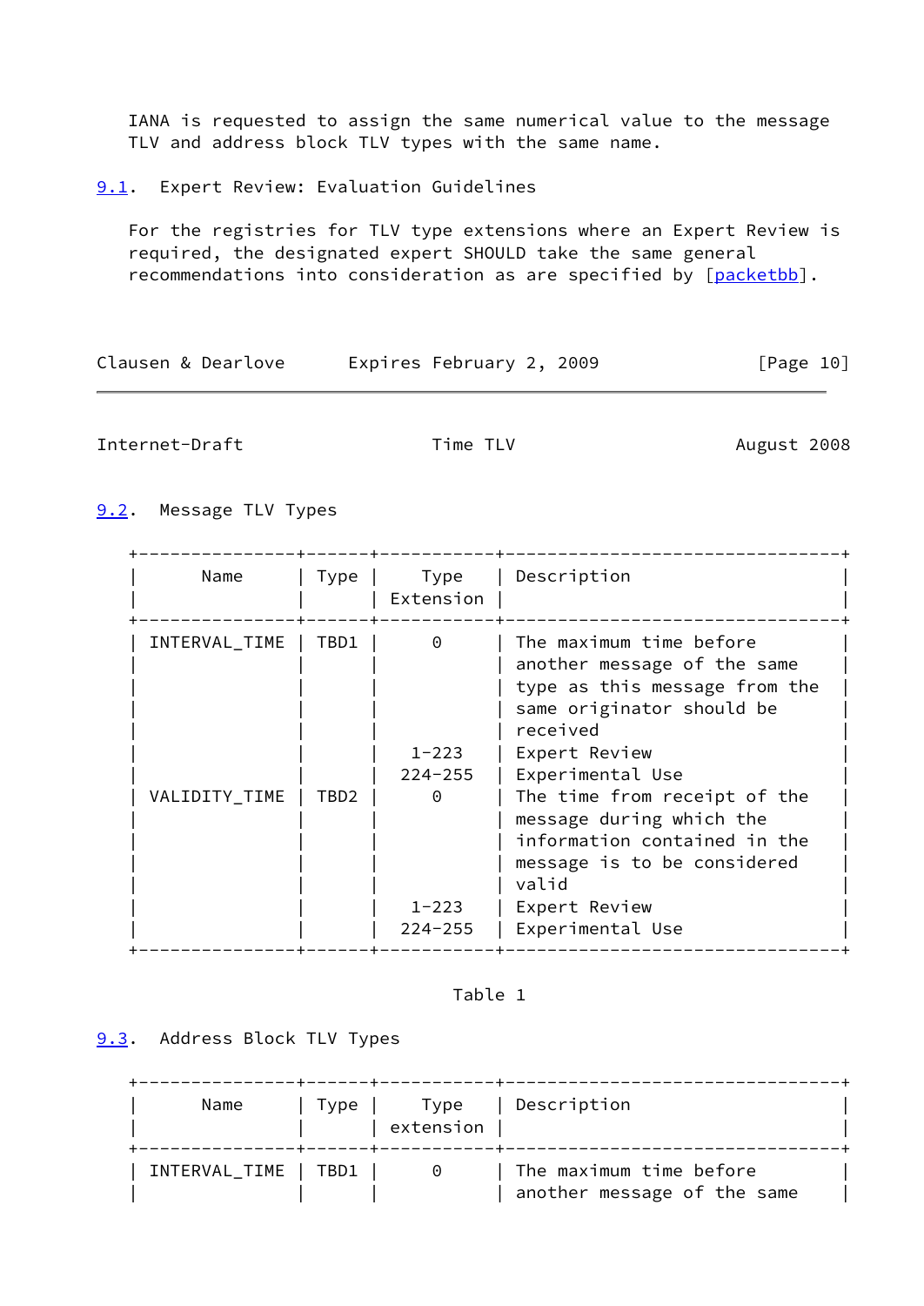IANA is requested to assign the same numerical value to the message TLV and address block TLV types with the same name.

### 9.1. Expert Review: Evaluation Guidelines

For the registries for TLV type extensions where an Expert Review is required, the designated expert SHOULD take the same general recommendations into consideration as are specified by [packetbb].

### 9.2. Message TLV Types

| Name | Type | Type Extension | Description |
|---|---|---|---|
| INTERVAL_TIME | TBD1 | 0 | The maximum time before another message of the same type as this message from the same originator should be received |
| | | 1-223 | Expert Review |
| | | 224-255 | Experimental Use |
| VALIDITY_TIME | TBD2 | 0 | The time from receipt of the message during which the information contained in the message is to be considered valid |
| | | 1-223 | Expert Review |
| | | 224-255 | Experimental Use |

Table 1

### 9.3. Address Block TLV Types

| Name | Type | Type extension | Description |
|---|---|---|---|
| INTERVAL_TIME | TBD1 | 0 | The maximum time before another message of the same |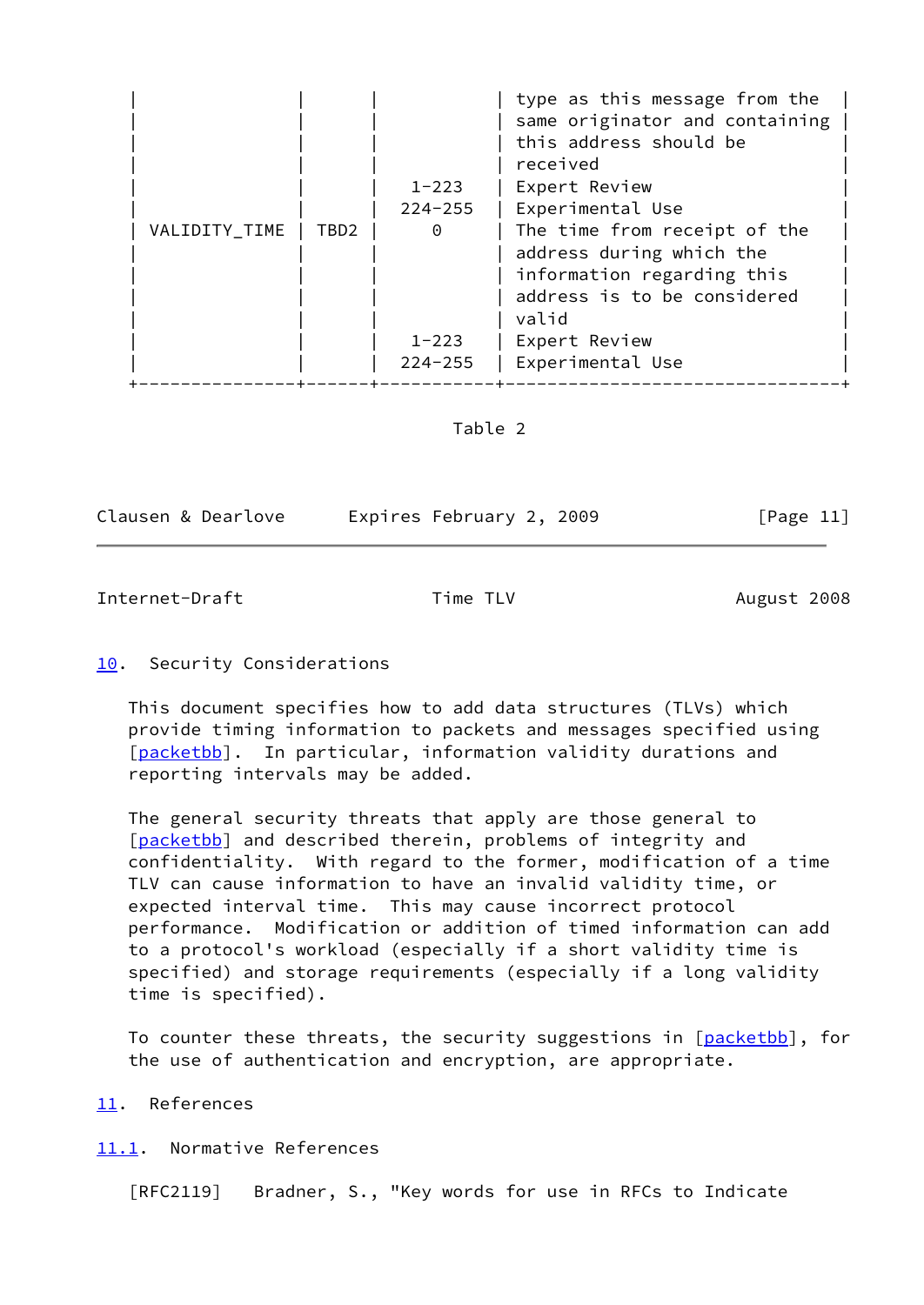| | | | type as this message from the same originator and containing this address should be received |
|---|---|---|---|
| | | 1-223 | Expert Review |
| | | 224-255 | Experimental Use |
| VALIDITY_TIME | TBD2 | 0 | The time from receipt of the address during which the information regarding this address is to be considered valid |
| | | 1-223 | Expert Review |
| | | 224-255 | Experimental Use |

Table 2

## 10. Security Considerations

This document specifies how to add data structures (TLVs) which provide timing information to packets and messages specified using [packetbb]. In particular, information validity durations and reporting intervals may be added.

The general security threats that apply are those general to [packetbb] and described therein, problems of integrity and confidentiality. With regard to the former, modification of a time TLV can cause information to have an invalid validity time, or expected interval time. This may cause incorrect protocol performance. Modification or addition of timed information can add to a protocol's workload (especially if a short validity time is specified) and storage requirements (especially if a long validity time is specified).

To counter these threats, the security suggestions in [packetbb], for the use of authentication and encryption, are appropriate.

## 11. References

### 11.1. Normative References

[RFC2119] Bradner, S., "Key words for use in RFCs to Indicate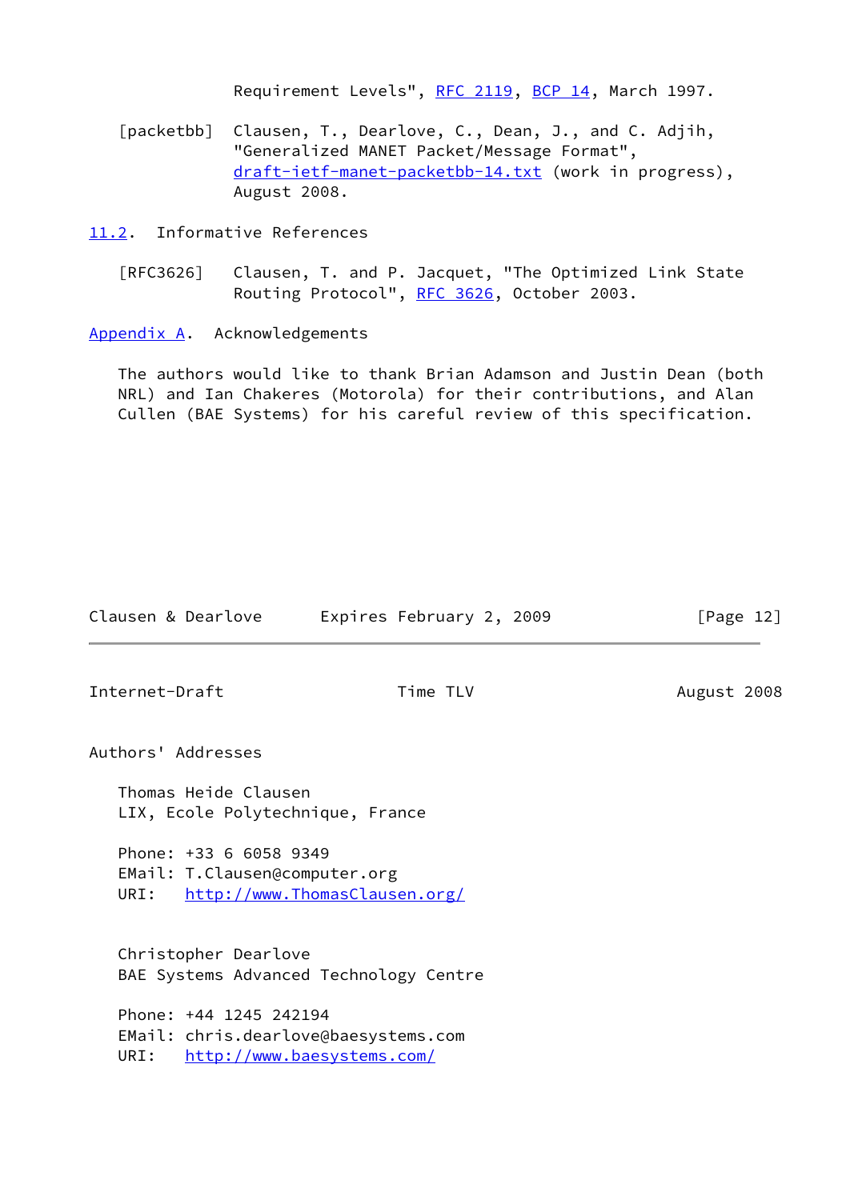Requirement Levels", RFC 2119, BCP 14, March 1997.

[packetbb] Clausen, T., Dearlove, C., Dean, J., and C. Adjih, "Generalized MANET Packet/Message Format", draft-ietf-manet-packetbb-14.txt (work in progress), August 2008.

## 11.2. Informative References

[RFC3626] Clausen, T. and P. Jacquet, "The Optimized Link State Routing Protocol", RFC 3626, October 2003.

# Appendix A. Acknowledgements

The authors would like to thank Brian Adamson and Justin Dean (both NRL) and Ian Chakeres (Motorola) for their contributions, and Alan Cullen (BAE Systems) for his careful review of this specification.

# Authors' Addresses

Thomas Heide Clausen
LIX, Ecole Polytechnique, France

Phone: +33 6 6058 9349
EMail: T.Clausen@computer.org
URI: http://www.ThomasClausen.org/

Christopher Dearlove
BAE Systems Advanced Technology Centre

Phone: +44 1245 242194
EMail: chris.dearlove@baesystems.com
URI: http://www.baesystems.com/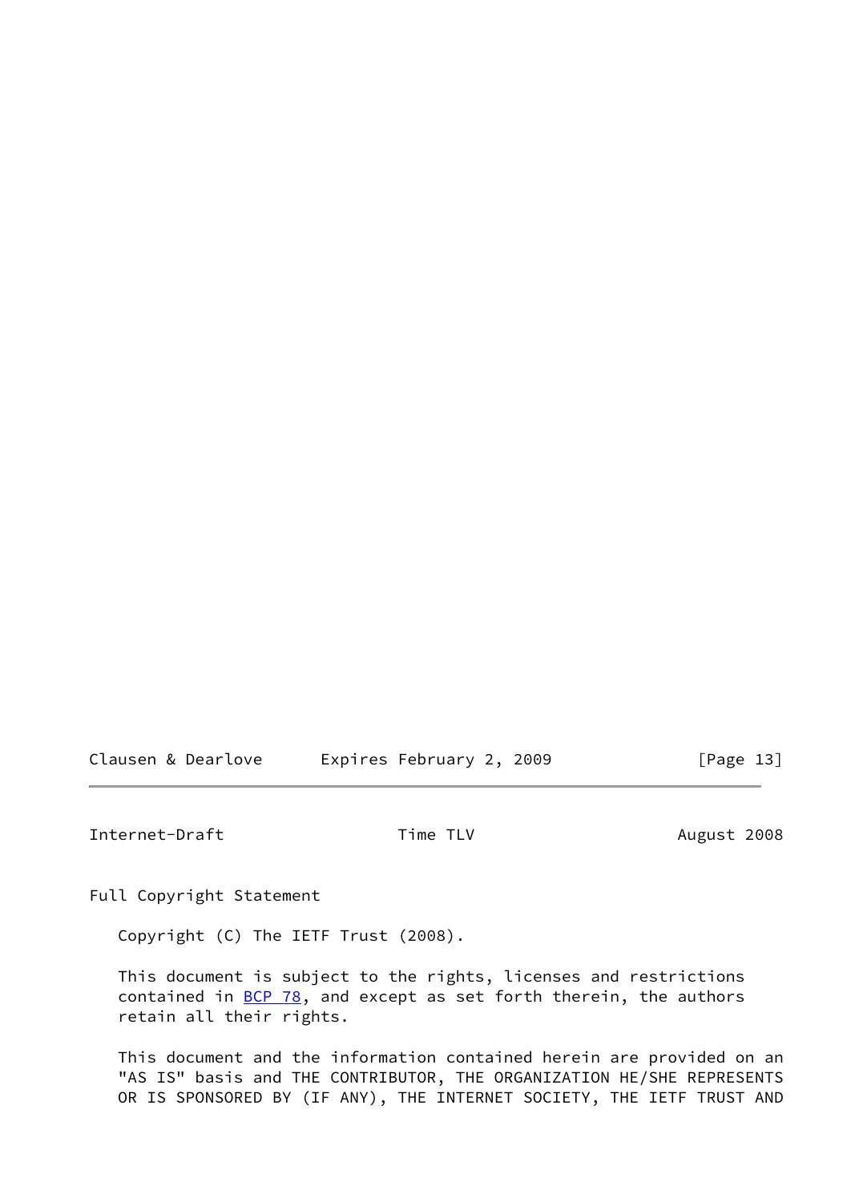## Full Copyright Statement

Copyright (C) The IETF Trust (2008).

This document is subject to the rights, licenses and restrictions contained in BCP 78, and except as set forth therein, the authors retain all their rights.

This document and the information contained herein are provided on an "AS IS" basis and THE CONTRIBUTOR, THE ORGANIZATION HE/SHE REPRESENTS OR IS SPONSORED BY (IF ANY), THE INTERNET SOCIETY, THE IETF TRUST AND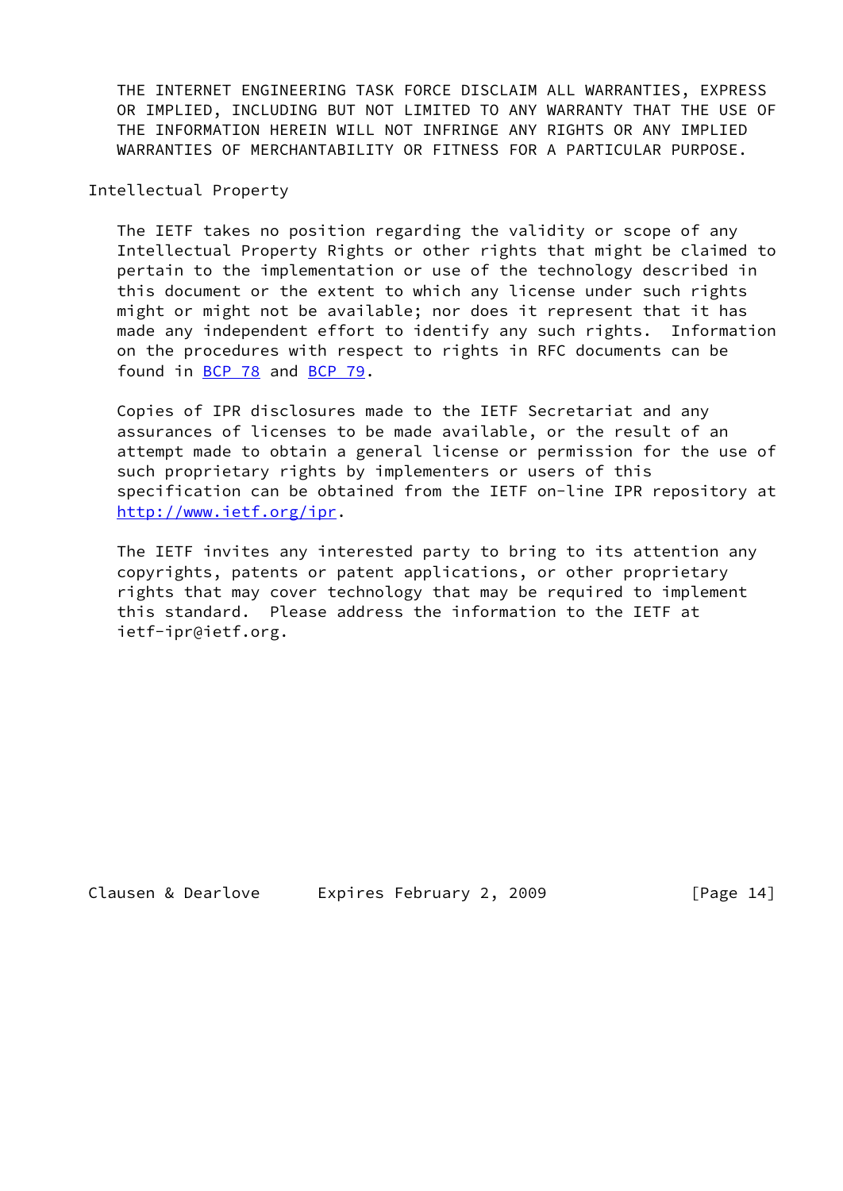THE INTERNET ENGINEERING TASK FORCE DISCLAIM ALL WARRANTIES, EXPRESS OR IMPLIED, INCLUDING BUT NOT LIMITED TO ANY WARRANTY THAT THE USE OF THE INFORMATION HEREIN WILL NOT INFRINGE ANY RIGHTS OR ANY IMPLIED WARRANTIES OF MERCHANTABILITY OR FITNESS FOR A PARTICULAR PURPOSE.

## Intellectual Property

The IETF takes no position regarding the validity or scope of any Intellectual Property Rights or other rights that might be claimed to pertain to the implementation or use of the technology described in this document or the extent to which any license under such rights might or might not be available; nor does it represent that it has made any independent effort to identify any such rights. Information on the procedures with respect to rights in RFC documents can be found in BCP 78 and BCP 79.

Copies of IPR disclosures made to the IETF Secretariat and any assurances of licenses to be made available, or the result of an attempt made to obtain a general license or permission for the use of such proprietary rights by implementers or users of this specification can be obtained from the IETF on-line IPR repository at http://www.ietf.org/ipr.

The IETF invites any interested party to bring to its attention any copyrights, patents or patent applications, or other proprietary rights that may cover technology that may be required to implement this standard. Please address the information to the IETF at ietf-ipr@ietf.org.